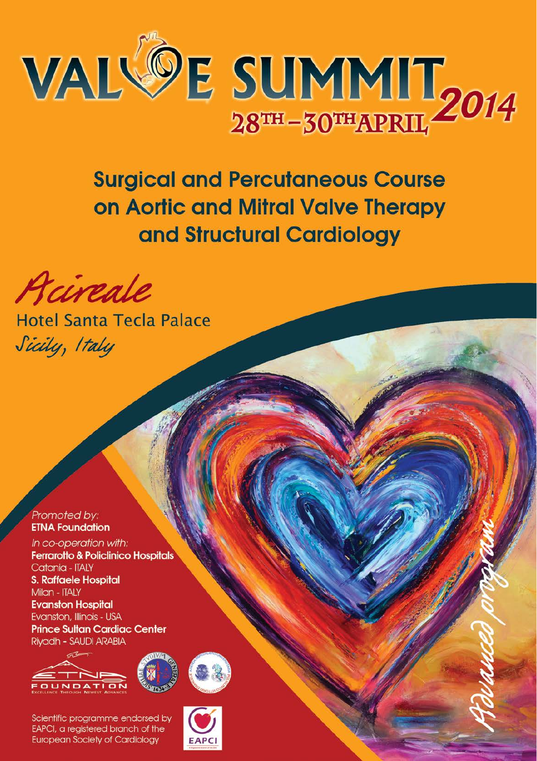# VALVE SUMMIT 2014

## 28TH – 30TH APRIL

## Surgical and Percutaneous Course on Aortic and Mitral Valve Therapy and Structural Cardiology

*Acireale*

Hotel Santa Tecla Palace

*Sicily, Italy*

*Promoted by:*
**ETNA Foundation**

*In co-operation with:*
**Ferrarotto & Policlinico Hospitals**
Catania - ITALY
**S. Raffaele Hospital**
Milan - ITALY
**Evanston Hospital**
Evanston, Illinois - USA
**Prince Sultan Cardiac Center**
Riyadh - SAUDI ARABIA

ETNA FOUNDATION
EXCELLENCE THROUGH NEWEST ADVANCES

Scientific programme endorsed by EAPCI, a registered branch of the European Society of Cardiology

EAPCI

*Advanced program*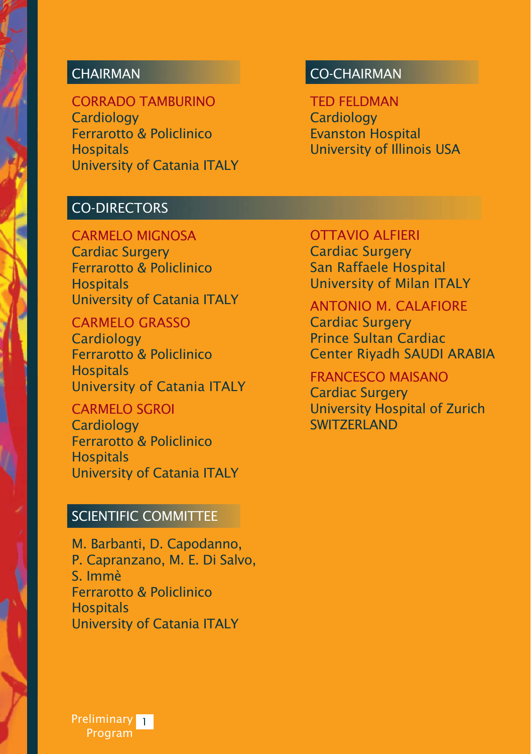## CHAIRMAN

CORRADO TAMBURINO
Cardiology
Ferrarotto & Policlinico Hospitals
University of Catania ITALY

## CO-CHAIRMAN

TED FELDMAN
Cardiology
Evanston Hospital
University of Illinois USA

## CO-DIRECTORS

CARMELO MIGNOSA
Cardiac Surgery
Ferrarotto & Policlinico Hospitals
University of Catania ITALY

CARMELO GRASSO
Cardiology
Ferrarotto & Policlinico Hospitals
University of Catania ITALY

CARMELO SGROI
Cardiology
Ferrarotto & Policlinico Hospitals
University of Catania ITALY

OTTAVIO ALFIERI
Cardiac Surgery
San Raffaele Hospital
University of Milan ITALY

ANTONIO M. CALAFIORE
Cardiac Surgery
Prince Sultan Cardiac Center Riyadh SAUDI ARABIA

FRANCESCO MAISANO
Cardiac Surgery
University Hospital of Zurich SWITZERLAND

## SCIENTIFIC COMMITTEE

M. Barbanti, D. Capodanno, P. Capranzano, M. E. Di Salvo, S. Immè
Ferrarotto & Policlinico Hospitals
University of Catania ITALY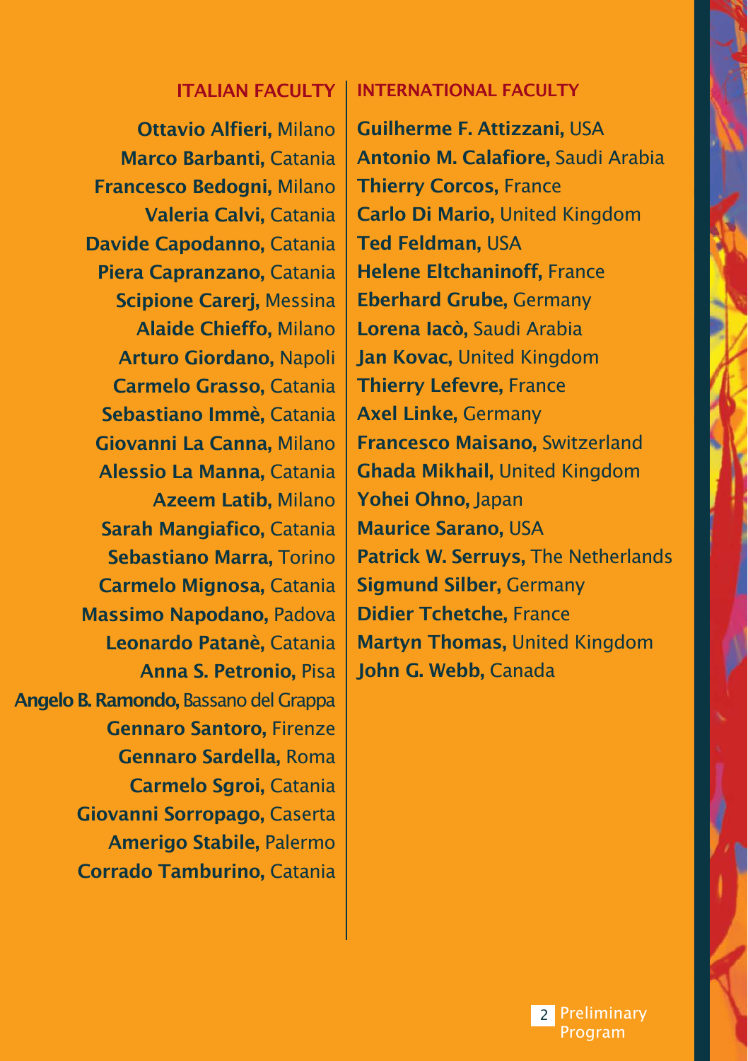## ITALIAN FACULTY

**Ottavio Alfieri,** Milano
**Marco Barbanti,** Catania
**Francesco Bedogni,** Milano
**Valeria Calvi,** Catania
**Davide Capodanno,** Catania
**Piera Capranzano,** Catania
**Scipione Carerj,** Messina
**Alaide Chieffo,** Milano
**Arturo Giordano,** Napoli
**Carmelo Grasso,** Catania
**Sebastiano Immè,** Catania
**Giovanni La Canna,** Milano
**Alessio La Manna,** Catania
**Azeem Latib,** Milano
**Sarah Mangiafico,** Catania
**Sebastiano Marra,** Torino
**Carmelo Mignosa,** Catania
**Massimo Napodano,** Padova
**Leonardo Patanè,** Catania
**Anna S. Petronio,** Pisa
**Angelo B. Ramondo,** Bassano del Grappa
**Gennaro Santoro,** Firenze
**Gennaro Sardella,** Roma
**Carmelo Sgroi,** Catania
**Giovanni Sorropago,** Caserta
**Amerigo Stabile,** Palermo
**Corrado Tamburino,** Catania

## INTERNATIONAL FACULTY

**Guilherme F. Attizzani,** USA
**Antonio M. Calafiore,** Saudi Arabia
**Thierry Corcos,** France
**Carlo Di Mario,** United Kingdom
**Ted Feldman,** USA
**Helene Eltchaninoff,** France
**Eberhard Grube,** Germany
**Lorena Iacò,** Saudi Arabia
**Jan Kovac,** United Kingdom
**Thierry Lefevre,** France
**Axel Linke,** Germany
**Francesco Maisano,** Switzerland
**Ghada Mikhail,** United Kingdom
**Yohei Ohno,** Japan
**Maurice Sarano,** USA
**Patrick W. Serruys,** The Netherlands
**Sigmund Silber,** Germany
**Didier Tchetche,** France
**Martyn Thomas,** United Kingdom
**John G. Webb,** Canada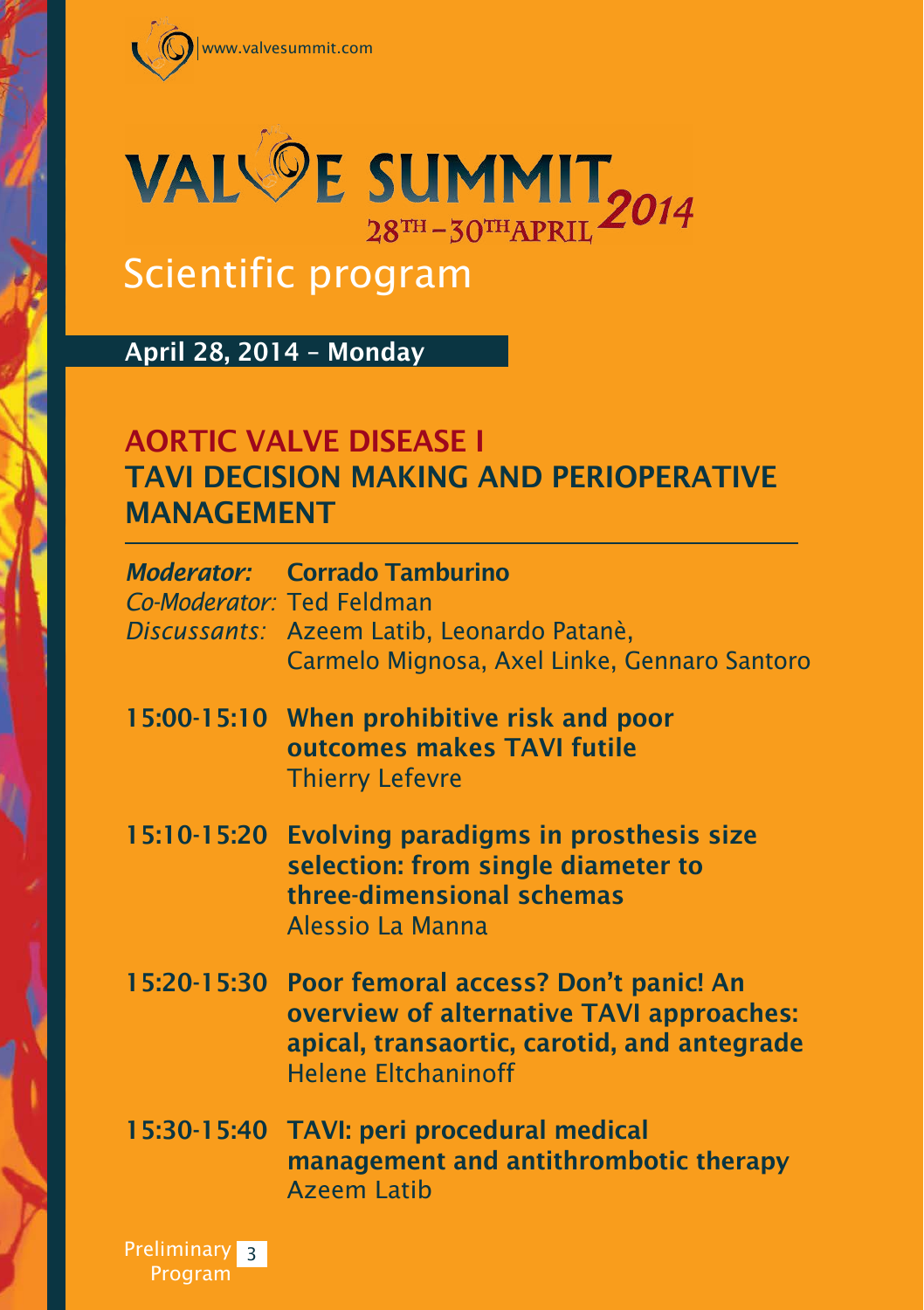www.valvesummit.com

# VALVE SUMMIT 2014

28TH – 30TH APRIL

## Scientific program

**April 28, 2014 – Monday**

### AORTIC VALVE DISEASE I
### TAVI DECISION MAKING AND PERIOPERATIVE MANAGEMENT

***Moderator:*** **Corrado Tamburino**
*Co-Moderator:* Ted Feldman
*Discussants:* Azeem Latib, Leonardo Patanè, Carmelo Mignosa, Axel Linke, Gennaro Santoro

**15:00-15:10** **When prohibitive risk and poor outcomes makes TAVI futile**
Thierry Lefevre

**15:10-15:20** **Evolving paradigms in prosthesis size selection: from single diameter to three-dimensional schemas**
Alessio La Manna

**15:20-15:30** **Poor femoral access? Don't panic! An overview of alternative TAVI approaches: apical, transaortic, carotid, and antegrade**
Helene Eltchaninoff

**15:30-15:40** **TAVI: peri procedural medical management and antithrombotic therapy**
Azeem Latib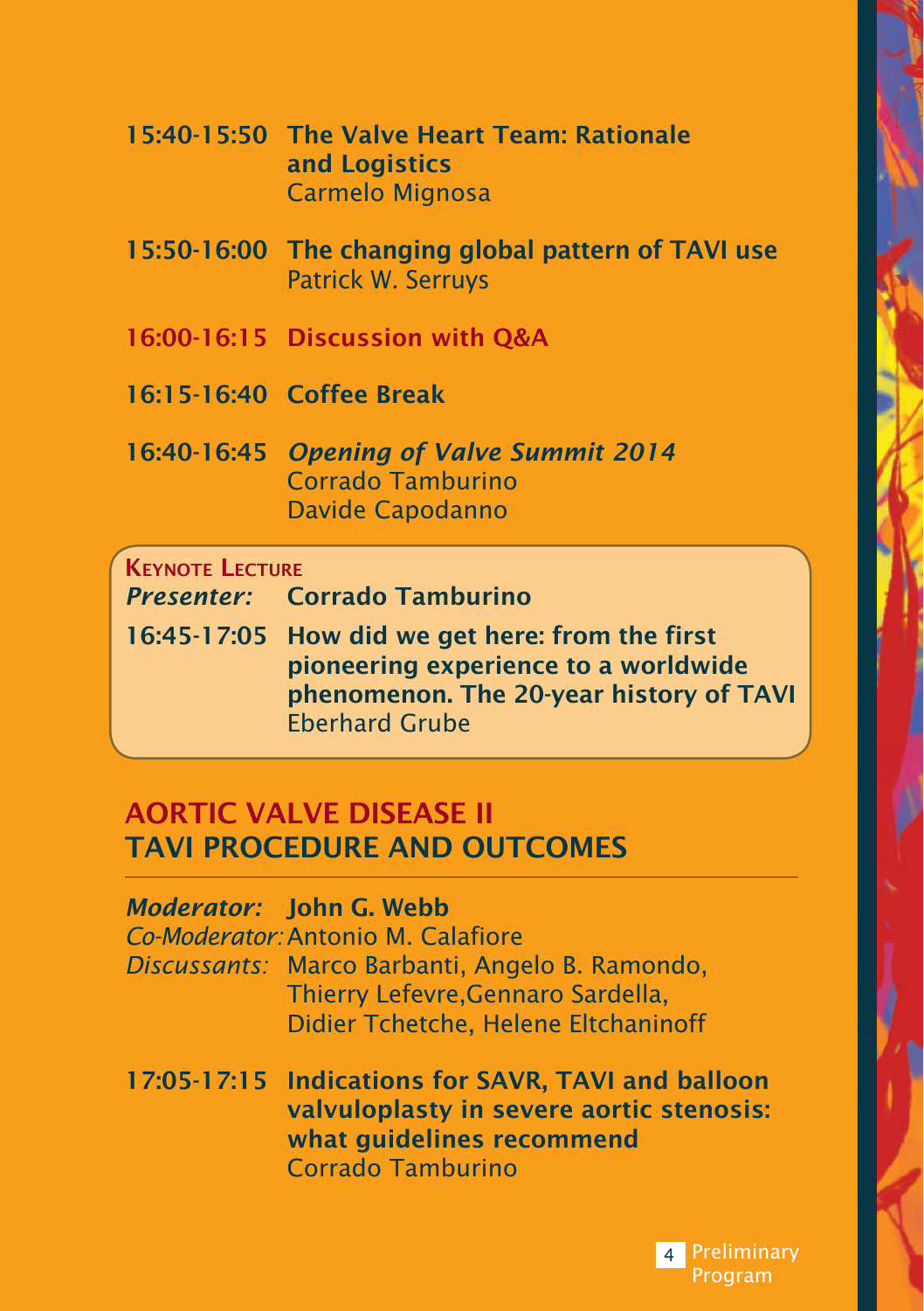**15:40-15:50 The Valve Heart Team: Rationale and Logistics**
Carmelo Mignosa

**15:50-16:00 The changing global pattern of TAVI use**
Patrick W. Serruys

**16:00-16:15 Discussion with Q&A**

**16:15-16:40 Coffee Break**

**16:40-16:45** ***Opening of Valve Summit 2014***
Corrado Tamburino
Davide Capodanno

**KEYNOTE LECTURE**

***Presenter:*** **Corrado Tamburino**

**16:45-17:05 How did we get here: from the first pioneering experience to a worldwide phenomenon. The 20-year history of TAVI**
Eberhard Grube

## AORTIC VALVE DISEASE II
## TAVI PROCEDURE AND OUTCOMES

***Moderator:*** **John G. Webb**
*Co-Moderator:* Antonio M. Calafiore
*Discussants:* Marco Barbanti, Angelo B. Ramondo, Thierry Lefevre, Gennaro Sardella, Didier Tchetche, Helene Eltchaninoff

**17:05-17:15 Indications for SAVR, TAVI and balloon valvuloplasty in severe aortic stenosis: what guidelines recommend**
Corrado Tamburino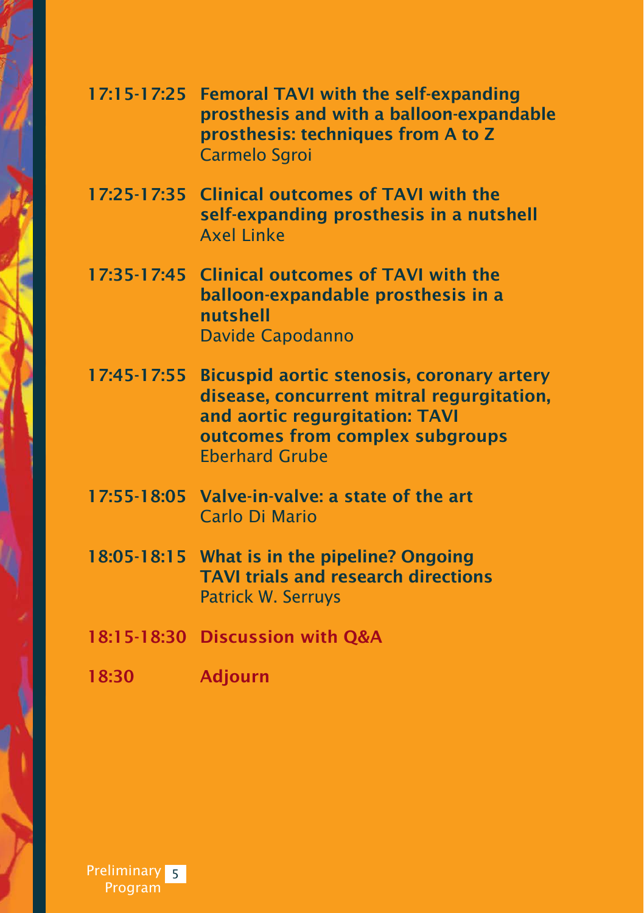**17:15-17:25** **Femoral TAVI with the self-expanding prosthesis and with a balloon-expandable prosthesis: techniques from A to Z**
Carmelo Sgroi

**17:25-17:35** **Clinical outcomes of TAVI with the self-expanding prosthesis in a nutshell**
Axel Linke

**17:35-17:45** **Clinical outcomes of TAVI with the balloon-expandable prosthesis in a nutshell**
Davide Capodanno

**17:45-17:55** **Bicuspid aortic stenosis, coronary artery disease, concurrent mitral regurgitation, and aortic regurgitation: TAVI outcomes from complex subgroups**
Eberhard Grube

**17:55-18:05** **Valve-in-valve: a state of the art**
Carlo Di Mario

**18:05-18:15** **What is in the pipeline? Ongoing TAVI trials and research directions**
Patrick W. Serruys

**18:15-18:30** **Discussion with Q&A**

**18:30** **Adjourn**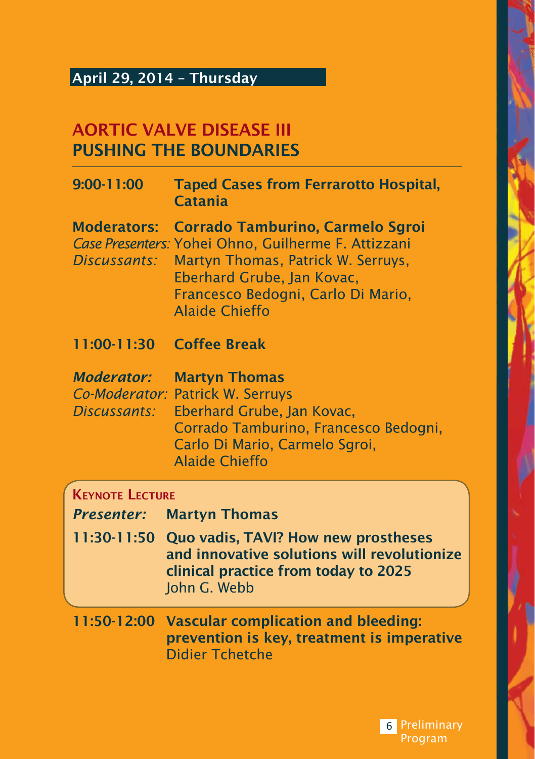**April 29, 2014 – Thursday**

## AORTIC VALVE DISEASE III
## PUSHING THE BOUNDARIES

**9:00-11:00** **Taped Cases from Ferrarotto Hospital, Catania**

**Moderators:** **Corrado Tamburino, Carmelo Sgroi**
*Case Presenters:* Yohei Ohno, Guilherme F. Attizzani
*Discussants:* Martyn Thomas, Patrick W. Serruys, Eberhard Grube, Jan Kovac, Francesco Bedogni, Carlo Di Mario, Alaide Chieffo

**11:00-11:30** **Coffee Break**

***Moderator:*** **Martyn Thomas**
*Co-Moderator:* Patrick W. Serruys
*Discussants:* Eberhard Grube, Jan Kovac, Corrado Tamburino, Francesco Bedogni, Carlo Di Mario, Carmelo Sgroi, Alaide Chieffo

### KEYNOTE LECTURE

***Presenter:*** **Martyn Thomas**

**11:30-11:50** **Quo vadis, TAVI? How new prostheses and innovative solutions will revolutionize clinical practice from today to 2025**
John G. Webb

**11:50-12:00** **Vascular complication and bleeding: prevention is key, treatment is imperative**
Didier Tchetche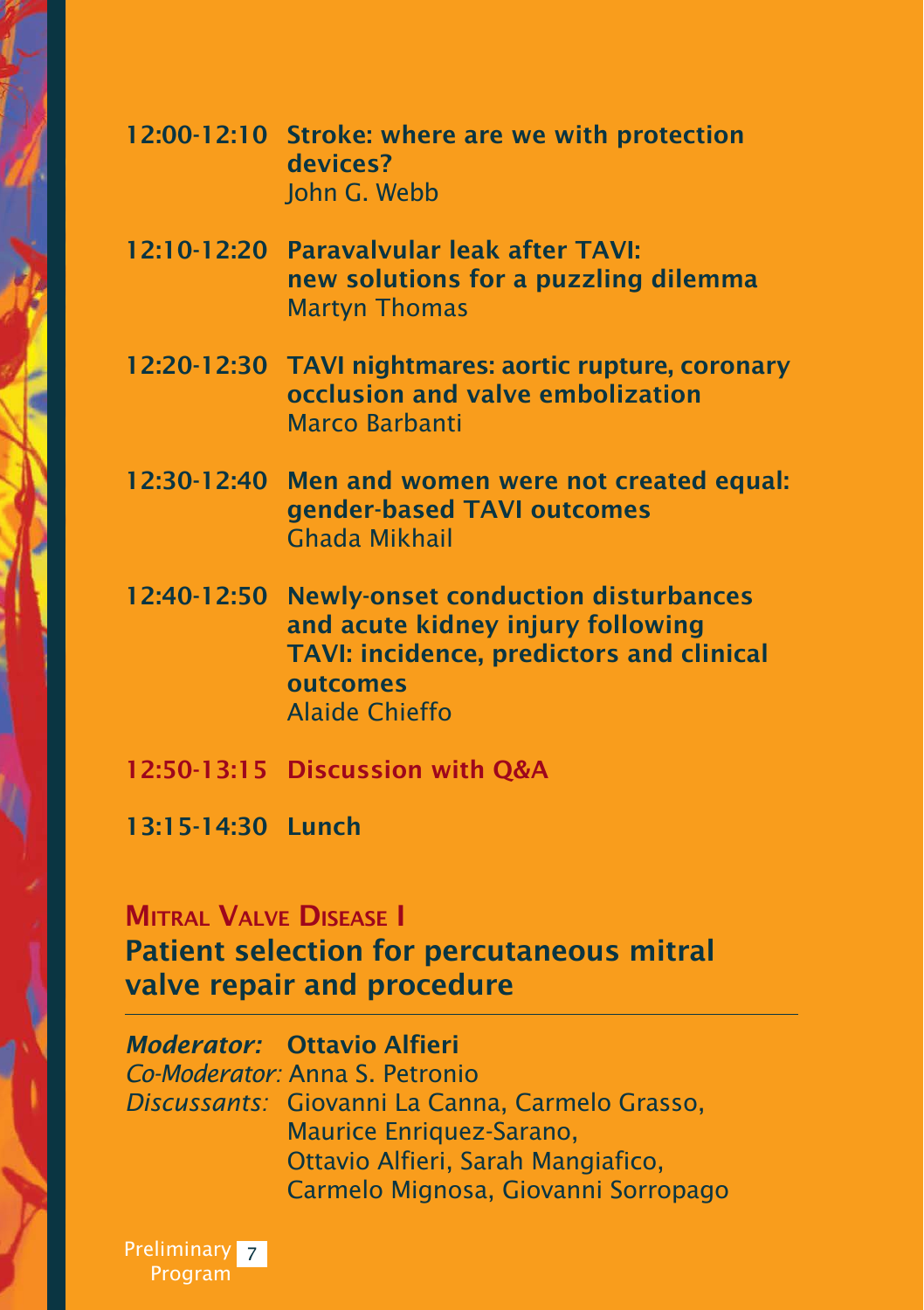**12:00-12:10 Stroke: where are we with protection devices?**
John G. Webb

**12:10-12:20 Paravalvular leak after TAVI: new solutions for a puzzling dilemma**
Martyn Thomas

**12:20-12:30 TAVI nightmares: aortic rupture, coronary occlusion and valve embolization**
Marco Barbanti

**12:30-12:40 Men and women were not created equal: gender-based TAVI outcomes**
Ghada Mikhail

**12:40-12:50 Newly-onset conduction disturbances and acute kidney injury following TAVI: incidence, predictors and clinical outcomes**
Alaide Chieffo

**12:50-13:15 Discussion with Q&A**

**13:15-14:30 Lunch**

## Mitral Valve Disease I

### Patient selection for percutaneous mitral valve repair and procedure

***Moderator:*** **Ottavio Alfieri**
*Co-Moderator:* Anna S. Petronio
*Discussants:* Giovanni La Canna, Carmelo Grasso, Maurice Enriquez-Sarano, Ottavio Alfieri, Sarah Mangiafico, Carmelo Mignosa, Giovanni Sorropago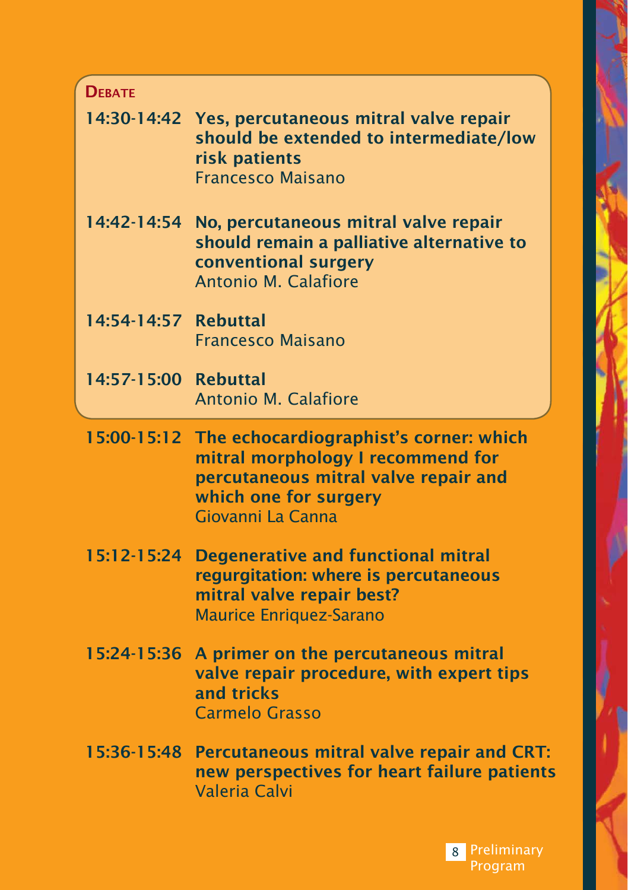### Debate

**14:30-14:42 Yes, percutaneous mitral valve repair should be extended to intermediate/low risk patients**
Francesco Maisano

**14:42-14:54 No, percutaneous mitral valve repair should remain a palliative alternative to conventional surgery**
Antonio M. Calafiore

**14:54-14:57 Rebuttal**
Francesco Maisano

**14:57-15:00 Rebuttal**
Antonio M. Calafiore

**15:00-15:12 The echocardiographist's corner: which mitral morphology I recommend for percutaneous mitral valve repair and which one for surgery**
Giovanni La Canna

**15:12-15:24 Degenerative and functional mitral regurgitation: where is percutaneous mitral valve repair best?**
Maurice Enriquez-Sarano

**15:24-15:36 A primer on the percutaneous mitral valve repair procedure, with expert tips and tricks**
Carmelo Grasso

**15:36-15:48 Percutaneous mitral valve repair and CRT: new perspectives for heart failure patients**
Valeria Calvi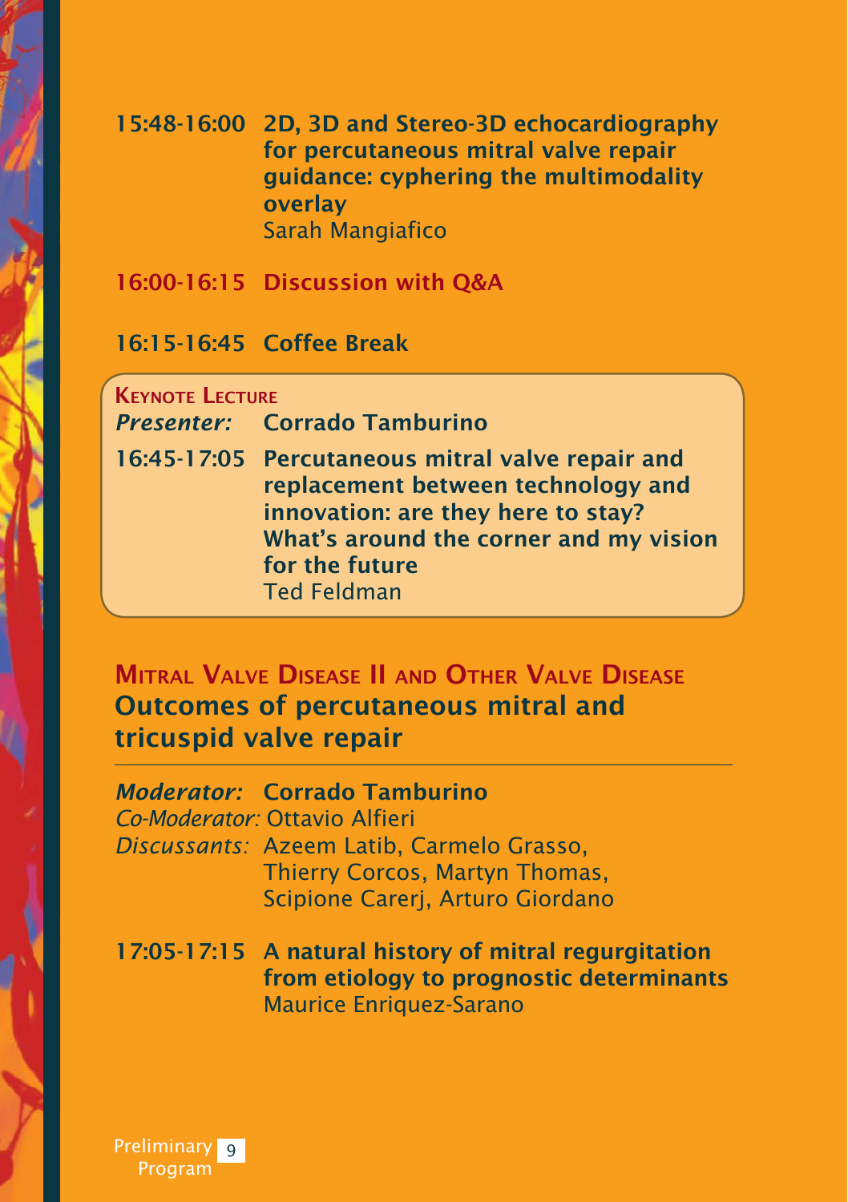**15:48-16:00 2D, 3D and Stereo-3D echocardiography for percutaneous mitral valve repair guidance: cyphering the multimodality overlay**
Sarah Mangiafico

**16:00-16:15 Discussion with Q&A**

**16:15-16:45 Coffee Break**

### Keynote Lecture

***Presenter:*** **Corrado Tamburino**

**16:45-17:05 Percutaneous mitral valve repair and replacement between technology and innovation: are they here to stay? What's around the corner and my vision for the future**
Ted Feldman

## Mitral Valve Disease II and Other Valve Disease

## Outcomes of percutaneous mitral and tricuspid valve repair

***Moderator:*** **Corrado Tamburino**
*Co-Moderator:* Ottavio Alfieri
*Discussants:* Azeem Latib, Carmelo Grasso, Thierry Corcos, Martyn Thomas, Scipione Carerj, Arturo Giordano

**17:05-17:15 A natural history of mitral regurgitation from etiology to prognostic determinants**
Maurice Enriquez-Sarano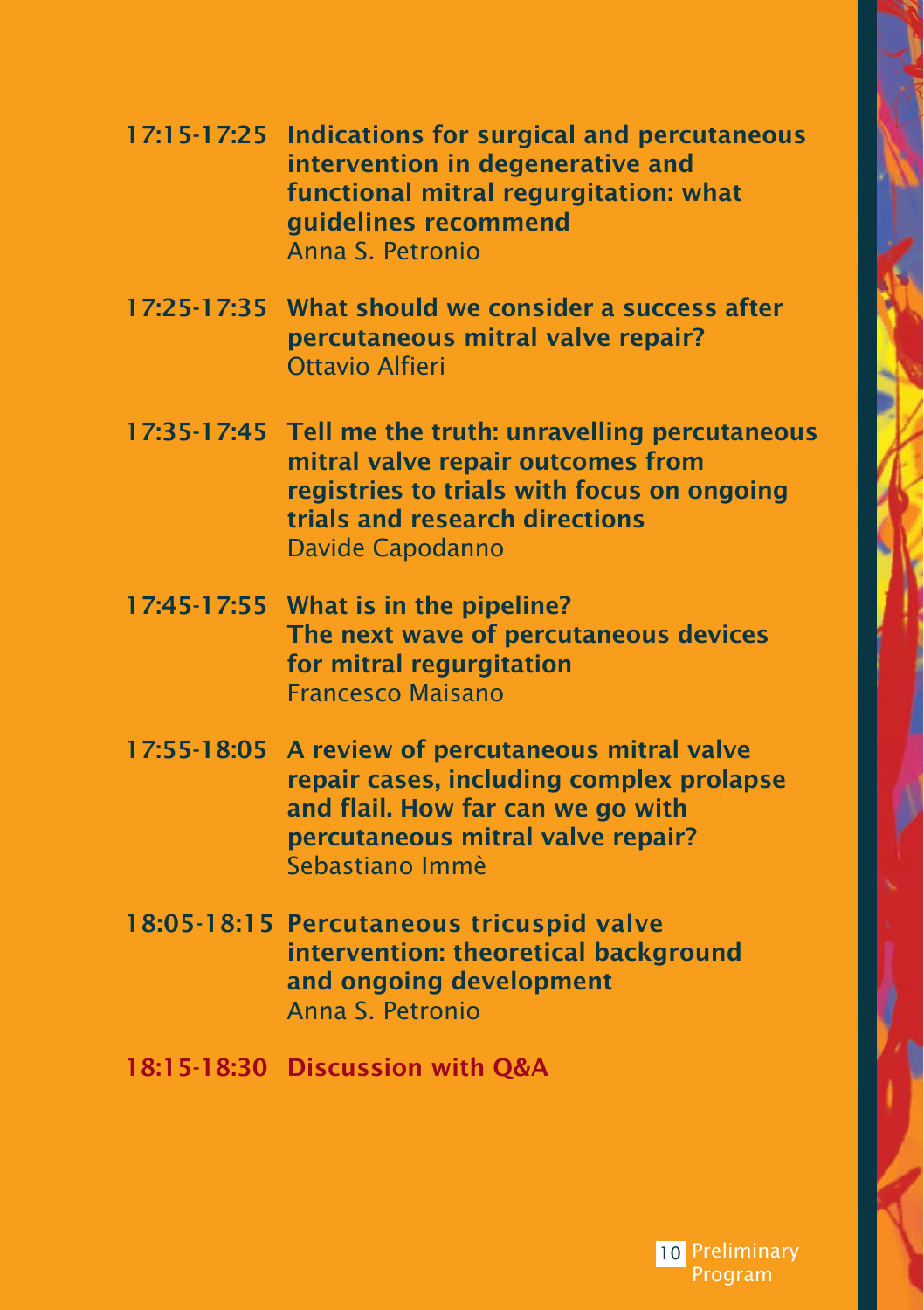**17:15-17:25 Indications for surgical and percutaneous intervention in degenerative and functional mitral regurgitation: what guidelines recommend**
Anna S. Petronio

**17:25-17:35 What should we consider a success after percutaneous mitral valve repair?**
Ottavio Alfieri

**17:35-17:45 Tell me the truth: unravelling percutaneous mitral valve repair outcomes from registries to trials with focus on ongoing trials and research directions**
Davide Capodanno

**17:45-17:55 What is in the pipeline?**
**The next wave of percutaneous devices for mitral regurgitation**
Francesco Maisano

**17:55-18:05 A review of percutaneous mitral valve repair cases, including complex prolapse and flail. How far can we go with percutaneous mitral valve repair?**
Sebastiano Immè

**18:05-18:15 Percutaneous tricuspid valve intervention: theoretical background and ongoing development**
Anna S. Petronio

**18:15-18:30 Discussion with Q&A**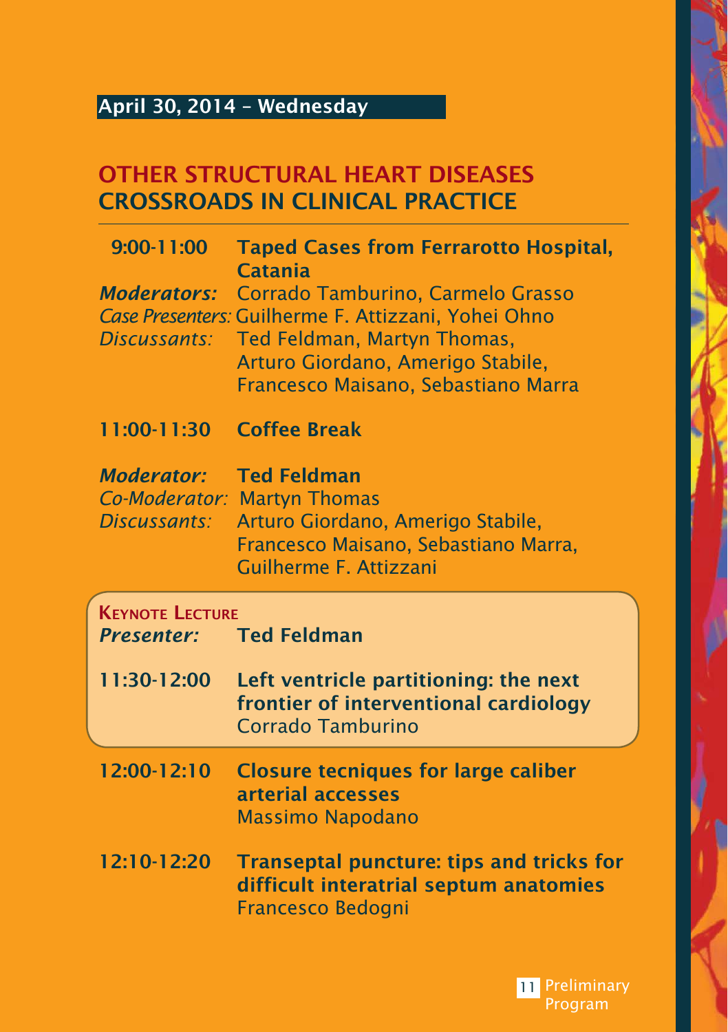**April 30, 2014 – Wednesday**

## OTHER STRUCTURAL HEART DISEASES
## CROSSROADS IN CLINICAL PRACTICE

**9:00-11:00** **Taped Cases from Ferrarotto Hospital, Catania**

***Moderators:*** Corrado Tamburino, Carmelo Grasso
*Case Presenters:* Guilherme F. Attizzani, Yohei Ohno
*Discussants:* Ted Feldman, Martyn Thomas, Arturo Giordano, Amerigo Stabile, Francesco Maisano, Sebastiano Marra

**11:00-11:30** **Coffee Break**

***Moderator:*** **Ted Feldman**
*Co-Moderator:* Martyn Thomas
*Discussants:* Arturo Giordano, Amerigo Stabile, Francesco Maisano, Sebastiano Marra, Guilherme F. Attizzani

**KEYNOTE LECTURE**
***Presenter:*** **Ted Feldman**

**11:30-12:00** **Left ventricle partitioning: the next frontier of interventional cardiology**
Corrado Tamburino

**12:00-12:10** **Closure tecniques for large caliber arterial accesses**
Massimo Napodano

**12:10-12:20** **Transeptal puncture: tips and tricks for difficult interatrial septum anatomies**
Francesco Bedogni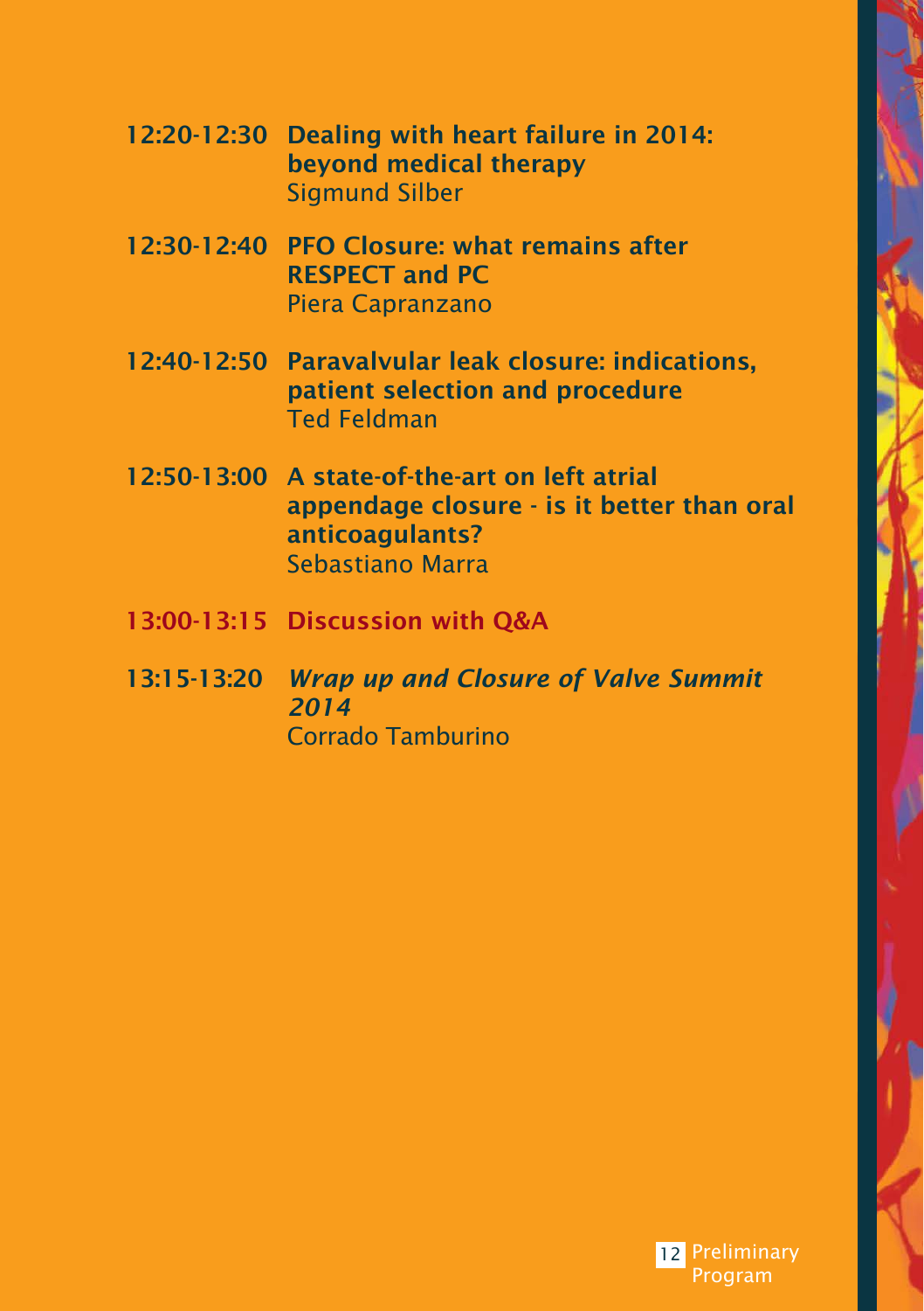**12:20-12:30 Dealing with heart failure in 2014: beyond medical therapy**
Sigmund Silber

**12:30-12:40 PFO Closure: what remains after RESPECT and PC**
Piera Capranzano

**12:40-12:50 Paravalvular leak closure: indications, patient selection and procedure**
Ted Feldman

**12:50-13:00 A state-of-the-art on left atrial appendage closure - is it better than oral anticoagulants?**
Sebastiano Marra

**13:00-13:15 Discussion with Q&A**

**13:15-13:20** ***Wrap up and Closure of Valve Summit 2014***
Corrado Tamburino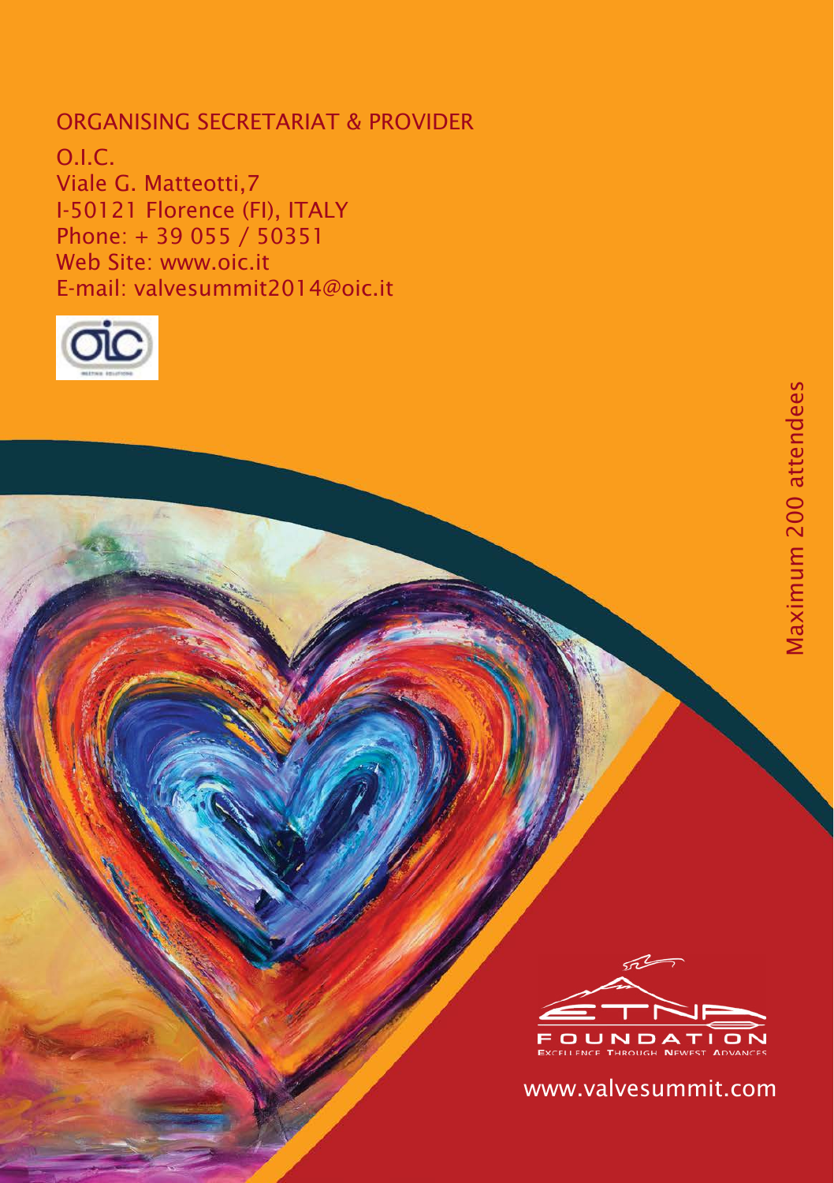## ORGANISING SECRETARIAT & PROVIDER

O.I.C.
Viale G. Matteotti,7
I-50121 Florence (FI), ITALY
Phone: + 39 055 / 50351
Web Site: www.oic.it
E-mail: valvesummit2014@oic.it

Maximum 200 attendees

FOUNDATION
EXCELLENCE THROUGH NEWEST ADVANCES

www.valvesummit.com